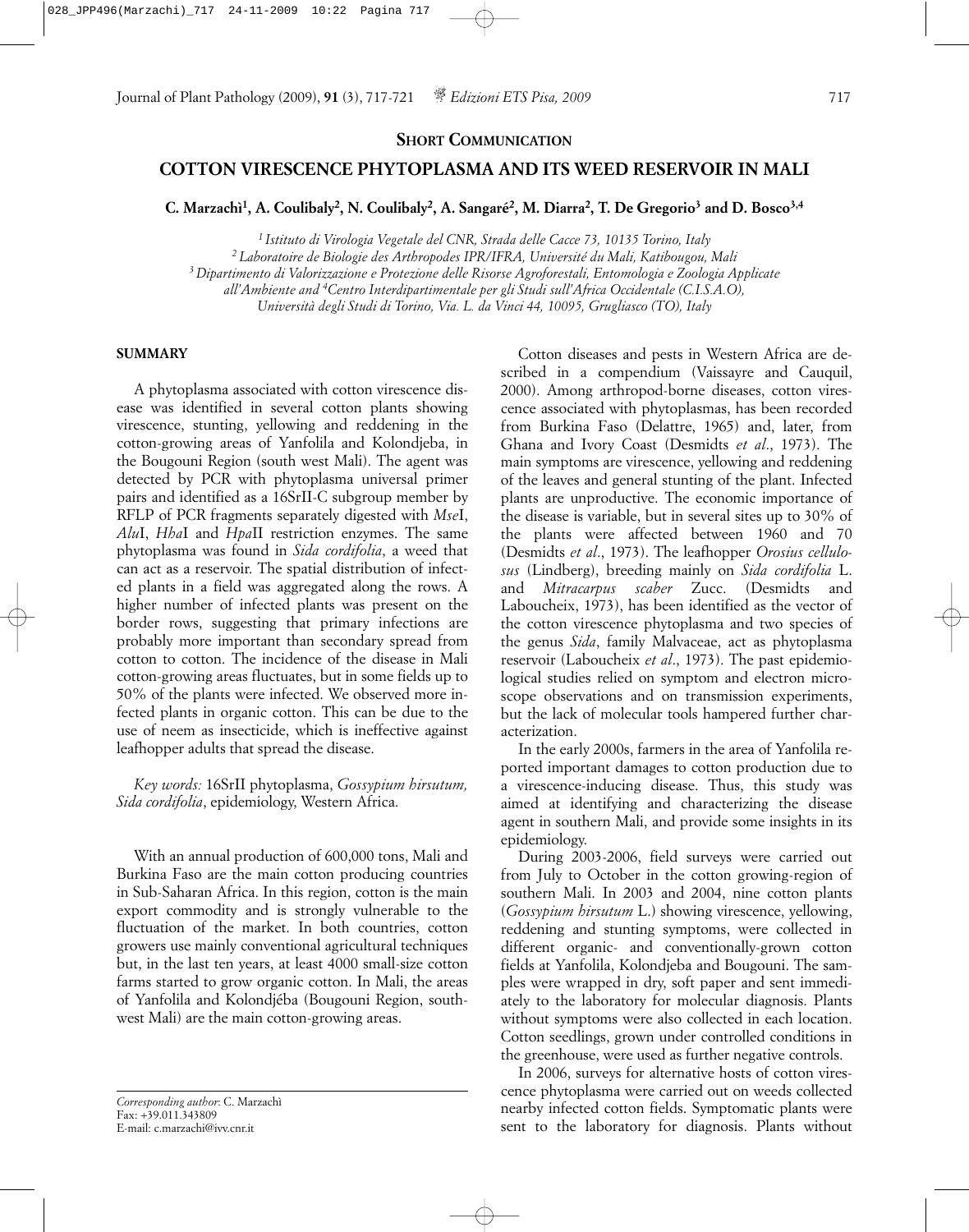**SHORT COMMUNICATION**

# COTTON VIRESCENCE PHYTOPLASMA AND ITS WEED RESERVOIR IN MALI

**C. Marzachì[1], A. Coulibaly[2], N. Coulibaly[2], A. Sangaré[2], M. Diarra[2], T. De Gregorio[3] and D. Bosco[3,4]**

*[1] Istituto di Virologia Vegetale del CNR, Strada delle Cacce 73, 10135 Torino, Italy*
*[2] Laboratoire de Biologie des Arthropodes IPR/IFRA, Université du Mali, Katibougou, Mali*
*[3] Dipartimento di Valorizzazione e Protezione delle Risorse Agroforestali, Entomologia e Zoologia Applicate all'Ambiente and [4]Centro Interdipartimentale per gli Studi sull'Africa Occidentale (C.I.S.A.O), Università degli Studi di Torino, Via. L. da Vinci 44, 10095, Grugliasco (TO), Italy*

## SUMMARY

A phytoplasma associated with cotton virescence disease was identified in several cotton plants showing virescence, stunting, yellowing and reddening in the cotton-growing areas of Yanfolila and Kolondjeba, in the Bougouni Region (south west Mali). The agent was detected by PCR with phytoplasma universal primer pairs and identified as a 16SrII-C subgroup member by RFLP of PCR fragments separately digested with *Mse*I, *Alu*I, *Hha*I and *Hpa*II restriction enzymes. The same phytoplasma was found in *Sida cordifolia*, a weed that can act as a reservoir. The spatial distribution of infected plants in a field was aggregated along the rows. A higher number of infected plants was present on the border rows, suggesting that primary infections are probably more important than secondary spread from cotton to cotton. The incidence of the disease in Mali cotton-growing areas fluctuates, but in some fields up to 50% of the plants were infected. We observed more infected plants in organic cotton. This can be due to the use of neem as insecticide, which is ineffective against leafhopper adults that spread the disease.

*Key words:* 16SrII phytoplasma, *Gossypium hirsutum, Sida cordifolia*, epidemiology, Western Africa.

With an annual production of 600,000 tons, Mali and Burkina Faso are the main cotton producing countries in Sub-Saharan Africa. In this region, cotton is the main export commodity and is strongly vulnerable to the fluctuation of the market. In both countries, cotton growers use mainly conventional agricultural techniques but, in the last ten years, at least 4000 small-size cotton farms started to grow organic cotton. In Mali, the areas of Yanfolila and Kolondjéba (Bougouni Region, southwest Mali) are the main cotton-growing areas.

Cotton diseases and pests in Western Africa are described in a compendium (Vaissayre and Cauquil, 2000). Among arthropod-borne diseases, cotton virescence associated with phytoplasmas, has been recorded from Burkina Faso (Delattre, 1965) and, later, from Ghana and Ivory Coast (Desmidts *et al*., 1973). The main symptoms are virescence, yellowing and reddening of the leaves and general stunting of the plant. Infected plants are unproductive. The economic importance of the disease is variable, but in several sites up to 30% of the plants were affected between 1960 and 70 (Desmidts *et al*., 1973). The leafhopper *Orosius cellulosus* (Lindberg), breeding mainly on *Sida cordifolia* L. and *Mitracarpus scaber* Zucc. (Desmidts and Laboucheix, 1973), has been identified as the vector of the cotton virescence phytoplasma and two species of the genus *Sida*, family Malvaceae, act as phytoplasma reservoir (Laboucheix *et al*., 1973). The past epidemiological studies relied on symptom and electron microscope observations and on transmission experiments, but the lack of molecular tools hampered further characterization.

In the early 2000s, farmers in the area of Yanfolila reported important damages to cotton production due to a virescence-inducing disease. Thus, this study was aimed at identifying and characterizing the disease agent in southern Mali, and provide some insights in its epidemiology.

During 2003-2006, field surveys were carried out from July to October in the cotton growing-region of southern Mali. In 2003 and 2004, nine cotton plants (*Gossypium hirsutum* L.) showing virescence, yellowing, reddening and stunting symptoms, were collected in different organic- and conventionally-grown cotton fields at Yanfolila, Kolondjeba and Bougouni. The samples were wrapped in dry, soft paper and sent immediately to the laboratory for molecular diagnosis. Plants without symptoms were also collected in each location. Cotton seedlings, grown under controlled conditions in the greenhouse, were used as further negative controls.

In 2006, surveys for alternative hosts of cotton virescence phytoplasma were carried out on weeds collected nearby infected cotton fields. Symptomatic plants were sent to the laboratory for diagnosis. Plants without

*Corresponding author*: C. Marzachì
Fax: +39.011.343809
E-mail: c.marzachi@ivv.cnr.it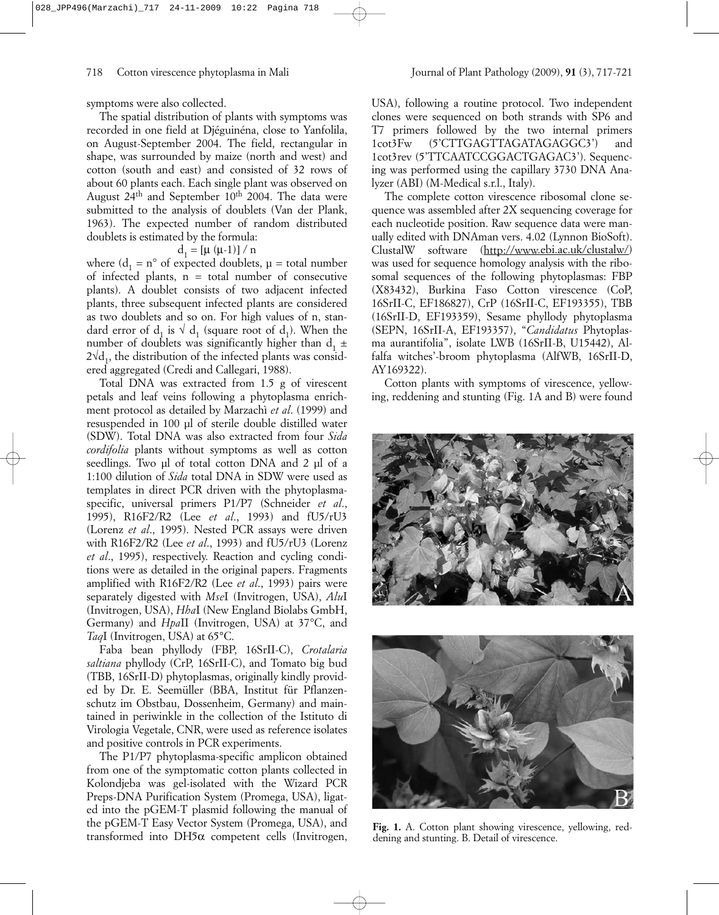symptoms were also collected.

The spatial distribution of plants with symptoms was recorded in one field at Djéguinéna, close to Yanfolila, on August-September 2004. The field, rectangular in shape, was surrounded by maize (north and west) and cotton (south and east) and consisted of 32 rows of about 60 plants each. Each single plant was observed on August 24th and September 10th 2004. The data were submitted to the analysis of doublets (Van der Plank, 1963). The expected number of random distributed doublets is estimated by the formula:

$$d_1 = [\mu (\mu-1)] / n$$

where ($d_1$ = n° of expected doublets, $\mu$ = total number of infected plants, n = total number of consecutive plants). A doublet consists of two adjacent infected plants, three subsequent infected plants are considered as two doublets and so on. For high values of n, standard error of $d_1$ is $\sqrt{d_1}$ (square root of $d_1$). When the number of doublets was significantly higher than $d_1 \pm 2\sqrt{d_1}$, the distribution of the infected plants was considered aggregated (Credi and Callegari, 1988).

Total DNA was extracted from 1.5 g of virescent petals and leaf veins following a phytoplasma enrichment protocol as detailed by Marzachì *et al*. (1999) and resuspended in 100 µl of sterile double distilled water (SDW). Total DNA was also extracted from four *Sida cordifolia* plants without symptoms as well as cotton seedlings. Two µl of total cotton DNA and 2 µl of a 1:100 dilution of *Sida* total DNA in SDW were used as templates in direct PCR driven with the phytoplasma-specific, universal primers P1/P7 (Schneider *et al*., 1995), R16F2/R2 (Lee *et al*., 1993) and fU5/rU3 (Lorenz *et al*., 1995). Nested PCR assays were driven with R16F2/R2 (Lee *et al*., 1993) and fU5/rU3 (Lorenz *et al*., 1995), respectively. Reaction and cycling conditions were as detailed in the original papers. Fragments amplified with R16F2/R2 (Lee *et al*., 1993) pairs were separately digested with *Mse*I (Invitrogen, USA), *Alu*I (Invitrogen, USA), *Hha*I (New England Biolabs GmbH, Germany) and *Hpa*II (Invitrogen, USA) at 37°C, and *Taq*I (Invitrogen, USA) at 65°C.

Faba bean phyllody (FBP, 16SrII-C), *Crotalaria saltiana* phyllody (CrP, 16SrII-C), and Tomato big bud (TBB, 16SrII-D) phytoplasmas, originally kindly provided by Dr. E. Seemüller (BBA, Institut für Pflanzenschutz im Obstbau, Dossenheim, Germany) and maintained in periwinkle in the collection of the Istituto di Virologia Vegetale, CNR, were used as reference isolates and positive controls in PCR experiments.

The P1/P7 phytoplasma-specific amplicon obtained from one of the symptomatic cotton plants collected in Kolondjeba was gel-isolated with the Wizard PCR Preps-DNA Purification System (Promega, USA), ligated into the pGEM-T plasmid following the manual of the pGEM-T Easy Vector System (Promega, USA), and transformed into DH5α competent cells (Invitrogen, USA), following a routine protocol. Two independent clones were sequenced on both strands with SP6 and T7 primers followed by the two internal primers 1cot3Fw (5'CTTGAGTTAGATAGAGGC3') and 1cot3rev (5'TTCAATCCGGACTGAGAC3'). Sequencing was performed using the capillary 3730 DNA Analyzer (ABI) (M-Medical s.r.l., Italy).

The complete cotton virescence ribosomal clone sequence was assembled after 2X sequencing coverage for each nucleotide position. Raw sequence data were manually edited with DNAman vers. 4.02 (Lynnon BioSoft). ClustalW software (http://www.ebi.ac.uk/clustalw/) was used for sequence homology analysis with the ribosomal sequences of the following phytoplasmas: FBP (X83432), Burkina Faso Cotton virescence (CoP, 16SrII-C, EF186827), CrP (16SrII-C, EF193355), TBB (16SrII-D, EF193359), Sesame phyllody phytoplasma (SEPN, 16SrII-A, EF193357), "*Candidatus* Phytoplasma aurantifolia", isolate LWB (16SrII-B, U15442), Alfalfa witches'-broom phytoplasma (AlfWB, 16SrII-D, AY169322).

Cotton plants with symptoms of virescence, yellowing, reddening and stunting (Fig. 1A and B) were found

**Fig. 1.** A. Cotton plant showing virescence, yellowing, reddening and stunting. B. Detail of virescence.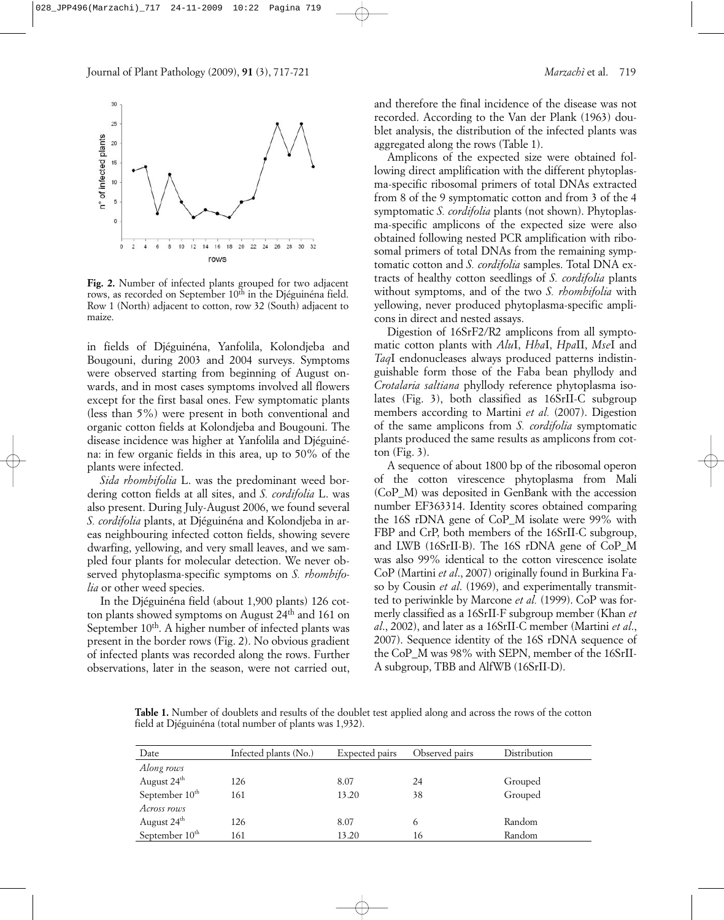**Fig. 2.** Number of infected plants grouped for two adjacent rows, as recorded on September 10[th] in the Djéguinéna field. Row 1 (North) adjacent to cotton, row 32 (South) adjacent to maize.

in fields of Djéguinéna, Yanfolila, Kolondjeba and Bougouni, during 2003 and 2004 surveys. Symptoms were observed starting from beginning of August onwards, and in most cases symptoms involved all flowers except for the first basal ones. Few symptomatic plants (less than 5%) were present in both conventional and organic cotton fields at Kolondjeba and Bougouni. The disease incidence was higher at Yanfolila and Djéguinéna: in few organic fields in this area, up to 50% of the plants were infected.

*Sida rhombifolia* L. was the predominant weed bordering cotton fields at all sites, and *S. cordifolia* L. was also present. During July-August 2006, we found several *S. cordifolia* plants, at Djéguinéna and Kolondjeba in areas neighbouring infected cotton fields, showing severe dwarfing, yellowing, and very small leaves, and we sampled four plants for molecular detection. We never observed phytoplasma-specific symptoms on *S. rhombifolia* or other weed species.

In the Djéguinéna field (about 1,900 plants) 126 cotton plants showed symptoms on August 24[th] and 161 on September 10[th]. A higher number of infected plants was present in the border rows (Fig. 2). No obvious gradient of infected plants was recorded along the rows. Further observations, later in the season, were not carried out, and therefore the final incidence of the disease was not recorded. According to the Van der Plank (1963) doublet analysis, the distribution of the infected plants was aggregated along the rows (Table 1).

Amplicons of the expected size were obtained following direct amplification with the different phytoplasma-specific ribosomal primers of total DNAs extracted from 8 of the 9 symptomatic cotton and from 3 of the 4 symptomatic *S. cordifolia* plants (not shown). Phytoplasma-specific amplicons of the expected size were also obtained following nested PCR amplification with ribosomal primers of total DNAs from the remaining symptomatic cotton and *S. cordifolia* samples. Total DNA extracts of healthy cotton seedlings of *S. cordifolia* plants without symptoms, and of the two *S. rhombifolia* with yellowing, never produced phytoplasma-specific amplicons in direct and nested assays.

Digestion of 16SrF2/R2 amplicons from all symptomatic cotton plants with *Alu*I, *Hha*I, *Hpa*II, *Mse*I and *Taq*I endonucleases always produced patterns indistinguishable form those of the Faba bean phyllody and *Crotalaria saltiana* phyllody reference phytoplasma isolates (Fig. 3), both classified as 16SrII-C subgroup members according to Martini *et al.* (2007). Digestion of the same amplicons from *S. cordifolia* symptomatic plants produced the same results as amplicons from cotton (Fig. 3).

A sequence of about 1800 bp of the ribosomal operon of the cotton virescence phytoplasma from Mali (CoP_M) was deposited in GenBank with the accession number EF363314. Identity scores obtained comparing the 16S rDNA gene of CoP_M isolate were 99% with FBP and CrP, both members of the 16SrII-C subgroup, and LWB (16SrII-B). The 16S rDNA gene of CoP_M was also 99% identical to the cotton virescence isolate CoP (Martini *et al*., 2007) originally found in Burkina Faso by Cousin *et al*. (1969), and experimentally transmitted to periwinkle by Marcone *et al.* (1999). CoP was formerly classified as a 16SrII-F subgroup member (Khan *et al*., 2002), and later as a 16SrII-C member (Martini *et al*., 2007). Sequence identity of the 16S rDNA sequence of the CoP_M was 98% with SEPN, member of the 16SrII-A subgroup, TBB and AlfWB (16SrII-D).

**Table 1.** Number of doublets and results of the doublet test applied along and across the rows of the cotton field at Djéguinéna (total number of plants was 1,932).

| Date | Infected plants (No.) | Expected pairs | Observed pairs | Distribution |
|---|---|---|---|---|
| *Along rows* | | | | |
| August 24[th] | 126 | 8.07 | 24 | Grouped |
| September 10[th] | 161 | 13.20 | 38 | Grouped |
| *Across rows* | | | | |
| August 24[th] | 126 | 8.07 | 6 | Random |
| September 10[th] | 161 | 13.20 | 16 | Random |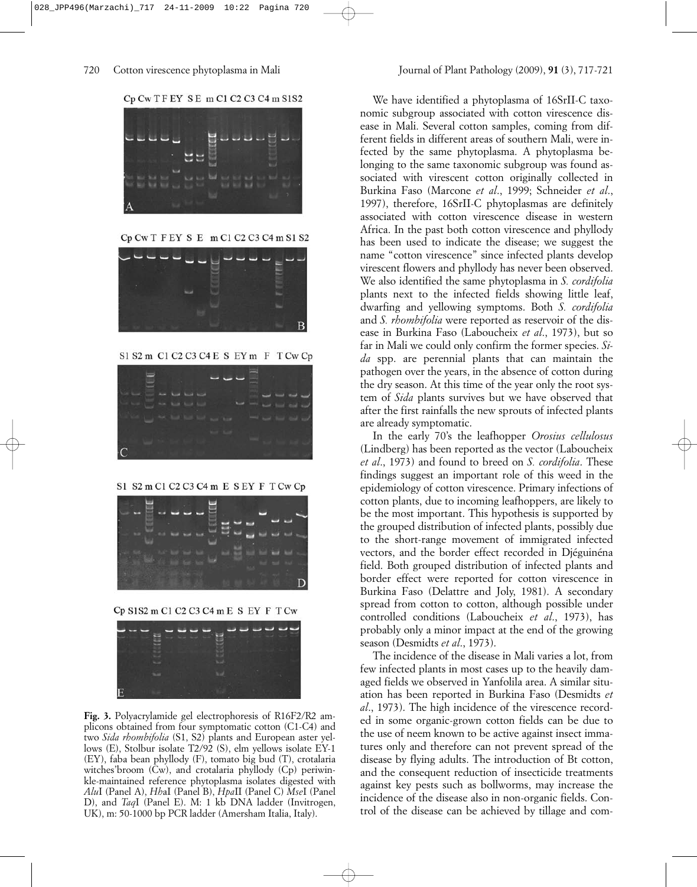Cp Cw T F EY S E m C1 C2 C3 C4 m S1S2

A

Cp Cw T F EY S E m C1 C2 C3 C4 m S1 S2

B

S1 S2 m C1 C2 C3 C4 E S EY m F T Cw Cp

C

S1 S2 m C1 C2 C3 C4 m E S EY F T Cw Cp

D

Cp S1S2 m C1 C2 C3 C4 m E S EY F T Cw

E

**Fig. 3.** Polyacrylamide gel electrophoresis of R16F2/R2 amplicons obtained from four symptomatic cotton (C1-C4) and two *Sida rhombifolia* (S1, S2) plants and European aster yellows (E), Stolbur isolate T2/92 (S), elm yellows isolate EY-1 (EY), faba bean phyllody (F), tomato big bud (T), crotalaria witches'broom (Cw), and crotalaria phyllody (Cp) periwinkle-maintained reference phytoplasma isolates digested with *Alu*I (Panel A), *Hha*I (Panel B), *Hpa*II (Panel C) *Mse*I (Panel D), and *Taq*I (Panel E). M: 1 kb DNA ladder (Invitrogen, UK), m: 50-1000 bp PCR ladder (Amersham Italia, Italy).

We have identified a phytoplasma of 16SrII-C taxonomic subgroup associated with cotton virescence disease in Mali. Several cotton samples, coming from different fields in different areas of southern Mali, were infected by the same phytoplasma. A phytoplasma belonging to the same taxonomic subgroup was found associated with virescent cotton originally collected in Burkina Faso (Marcone *et al*., 1999; Schneider *et al*., 1997), therefore, 16SrII-C phytoplasmas are definitely associated with cotton virescence disease in western Africa. In the past both cotton virescence and phyllody has been used to indicate the disease; we suggest the name "cotton virescence" since infected plants develop virescent flowers and phyllody has never been observed. We also identified the same phytoplasma in *S. cordifolia* plants next to the infected fields showing little leaf, dwarfing and yellowing symptoms. Both *S. cordifolia* and *S. rhombifolia* were reported as reservoir of the disease in Burkina Faso (Laboucheix *et al*., 1973), but so far in Mali we could only confirm the former species. *Sida* spp. are perennial plants that can maintain the pathogen over the years, in the absence of cotton during the dry season. At this time of the year only the root system of *Sida* plants survives but we have observed that after the first rainfalls the new sprouts of infected plants are already symptomatic.

In the early 70's the leafhopper *Orosius cellulosus* (Lindberg) has been reported as the vector (Laboucheix *et al*., 1973) and found to breed on *S. cordifolia*. These findings suggest an important role of this weed in the epidemiology of cotton virescence. Primary infections of cotton plants, due to incoming leafhoppers, are likely to be the most important. This hypothesis is supported by the grouped distribution of infected plants, possibly due to the short-range movement of immigrated infected vectors, and the border effect recorded in Djéguinéna field. Both grouped distribution of infected plants and border effect were reported for cotton virescence in Burkina Faso (Delattre and Joly, 1981). A secondary spread from cotton to cotton, although possible under controlled conditions (Laboucheix *et al*., 1973), has probably only a minor impact at the end of the growing season (Desmidts *et al*., 1973).

The incidence of the disease in Mali varies a lot, from few infected plants in most cases up to the heavily damaged fields we observed in Yanfolila area. A similar situation has been reported in Burkina Faso (Desmidts *et al*., 1973). The high incidence of the virescence recorded in some organic-grown cotton fields can be due to the use of neem known to be active against insect immatures only and therefore can not prevent spread of the disease by flying adults. The introduction of Bt cotton, and the consequent reduction of insecticide treatments against key pests such as bollworms, may increase the incidence of the disease also in non-organic fields. Control of the disease can be achieved by tillage and com-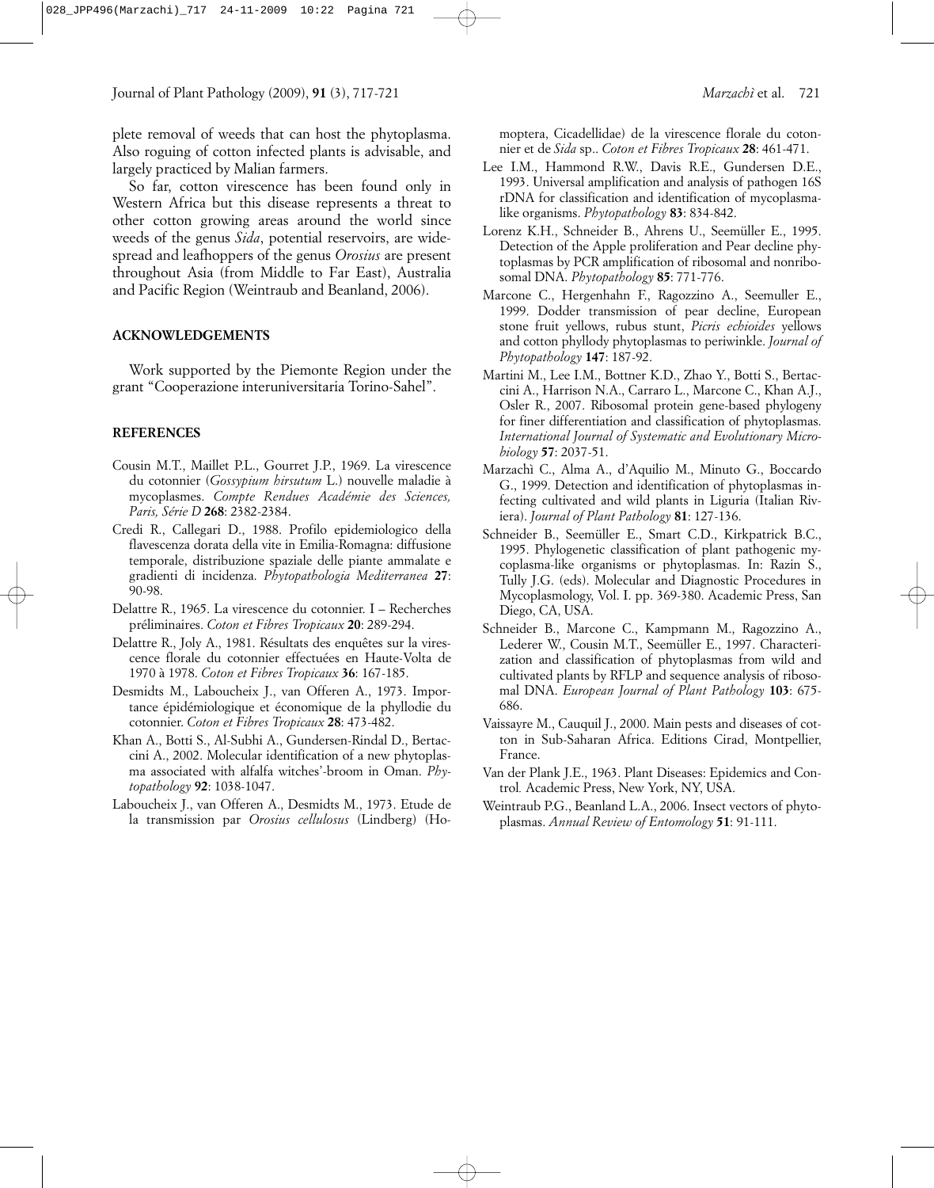plete removal of weeds that can host the phytoplasma. Also roguing of cotton infected plants is advisable, and largely practiced by Malian farmers.

So far, cotton virescence has been found only in Western Africa but this disease represents a threat to other cotton growing areas around the world since weeds of the genus *Sida*, potential reservoirs, are widespread and leafhoppers of the genus *Orosius* are present throughout Asia (from Middle to Far East), Australia and Pacific Region (Weintraub and Beanland, 2006).

## ACKNOWLEDGEMENTS

Work supported by the Piemonte Region under the grant "Cooperazione interuniversitaria Torino-Sahel".

## REFERENCES

Cousin M.T., Maillet P.L., Gourret J.P., 1969. La virescence du cotonnier (*Gossypium hirsutum* L.) nouvelle maladie à mycoplasmes. *Compte Rendues Académie des Sciences, Paris, Série D* **268**: 2382-2384.

Credi R., Callegari D., 1988. Profilo epidemiologico della flavescenza dorata della vite in Emilia-Romagna: diffusione temporale, distribuzione spaziale delle piante ammalate e gradienti di incidenza. *Phytopathologia Mediterranea* **27**: 90-98.

Delattre R., 1965. La virescence du cotonnier. I – Recherches préliminaires. *Coton et Fibres Tropicaux* **20**: 289-294.

Delattre R., Joly A., 1981. Résultats des enquêtes sur la virescence florale du cotonnier effectuées en Haute-Volta de 1970 à 1978. *Coton et Fibres Tropicaux* **36**: 167-185.

Desmidts M., Laboucheix J., van Offeren A., 1973. Importance épidémiologique et économique de la phyllodie du cotonnier. *Coton et Fibres Tropicaux* **28**: 473-482.

Khan A., Botti S., Al-Subhi A., Gundersen-Rindal D., Bertaccini A., 2002. Molecular identification of a new phytoplasma associated with alfalfa witches'-broom in Oman. *Phytopathology* **92**: 1038-1047.

Laboucheix J., van Offeren A., Desmidts M., 1973. Etude de la transmission par *Orosius cellulosus* (Lindberg) (Homoptera, Cicadellidae) de la virescence florale du cotonnier et de *Sida* sp.. *Coton et Fibres Tropicaux* **28**: 461-471.

Lee I.M., Hammond R.W., Davis R.E., Gundersen D.E., 1993. Universal amplification and analysis of pathogen 16S rDNA for classification and identification of mycoplasma-like organisms. *Phytopathology* **83**: 834-842.

Lorenz K.H., Schneider B., Ahrens U., Seemüller E., 1995. Detection of the Apple proliferation and Pear decline phytoplasmas by PCR amplification of ribosomal and nonribosomal DNA. *Phytopathology* **85**: 771-776.

Marcone C., Hergenhahn F., Ragozzino A., Seemuller E., 1999. Dodder transmission of pear decline, European stone fruit yellows, rubus stunt, *Picris echioides* yellows and cotton phyllody phytoplasmas to periwinkle. *Journal of Phytopathology* **147**: 187-92.

Martini M., Lee I.M., Bottner K.D., Zhao Y., Botti S., Bertaccini A., Harrison N.A., Carraro L., Marcone C., Khan A.J., Osler R., 2007. Ribosomal protein gene-based phylogeny for finer differentiation and classification of phytoplasmas. *International Journal of Systematic and Evolutionary Microbiology* **57**: 2037-51.

Marzachì C., Alma A., d'Aquilio M., Minuto G., Boccardo G., 1999. Detection and identification of phytoplasmas infecting cultivated and wild plants in Liguria (Italian Riviera). *Journal of Plant Pathology* **81**: 127-136.

Schneider B., Seemüller E., Smart C.D., Kirkpatrick B.C., 1995. Phylogenetic classification of plant pathogenic mycoplasma-like organisms or phytoplasmas. In: Razin S., Tully J.G. (eds). Molecular and Diagnostic Procedures in Mycoplasmology, Vol. I. pp. 369-380. Academic Press, San Diego, CA, USA.

Schneider B., Marcone C., Kampmann M., Ragozzino A., Lederer W., Cousin M.T., Seemüller E., 1997. Characterization and classification of phytoplasmas from wild and cultivated plants by RFLP and sequence analysis of ribosomal DNA. *European Journal of Plant Pathology* **103**: 675-686.

Vaissayre M., Cauquil J., 2000. Main pests and diseases of cotton in Sub-Saharan Africa. Editions Cirad, Montpellier, France.

Van der Plank J.E., 1963. Plant Diseases: Epidemics and Control. Academic Press, New York, NY, USA.

Weintraub P.G., Beanland L.A., 2006. Insect vectors of phytoplasmas. *Annual Review of Entomology* **51**: 91-111.